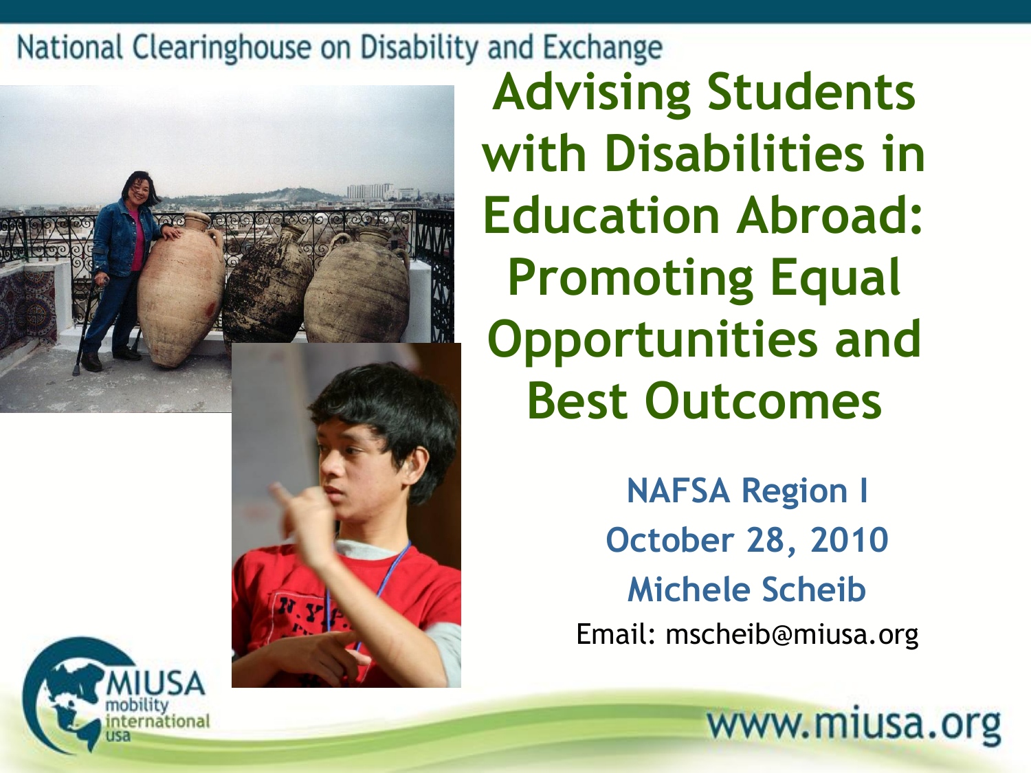National Clearinghouse on Disability and Exchange

# Advising Students with Disabilities in Education Abroad: Promoting Equal Opportunities and Best Outcomes

**NAFSA Region I**

**October 28, 2010**

**Michele Scheib**

Email: mscheib@miusa.org

MIUSA mobility international usa

www.miusa.org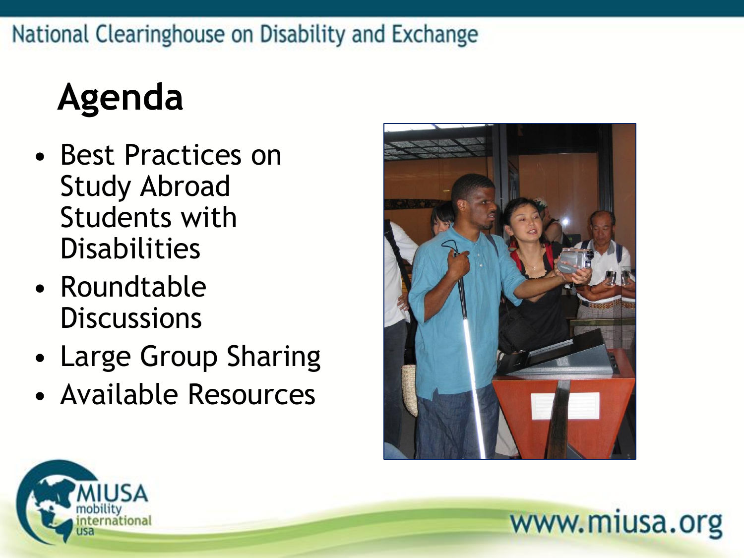# Agenda

- Best Practices on Study Abroad Students with Disabilities
- Roundtable Discussions
- Large Group Sharing
- Available Resources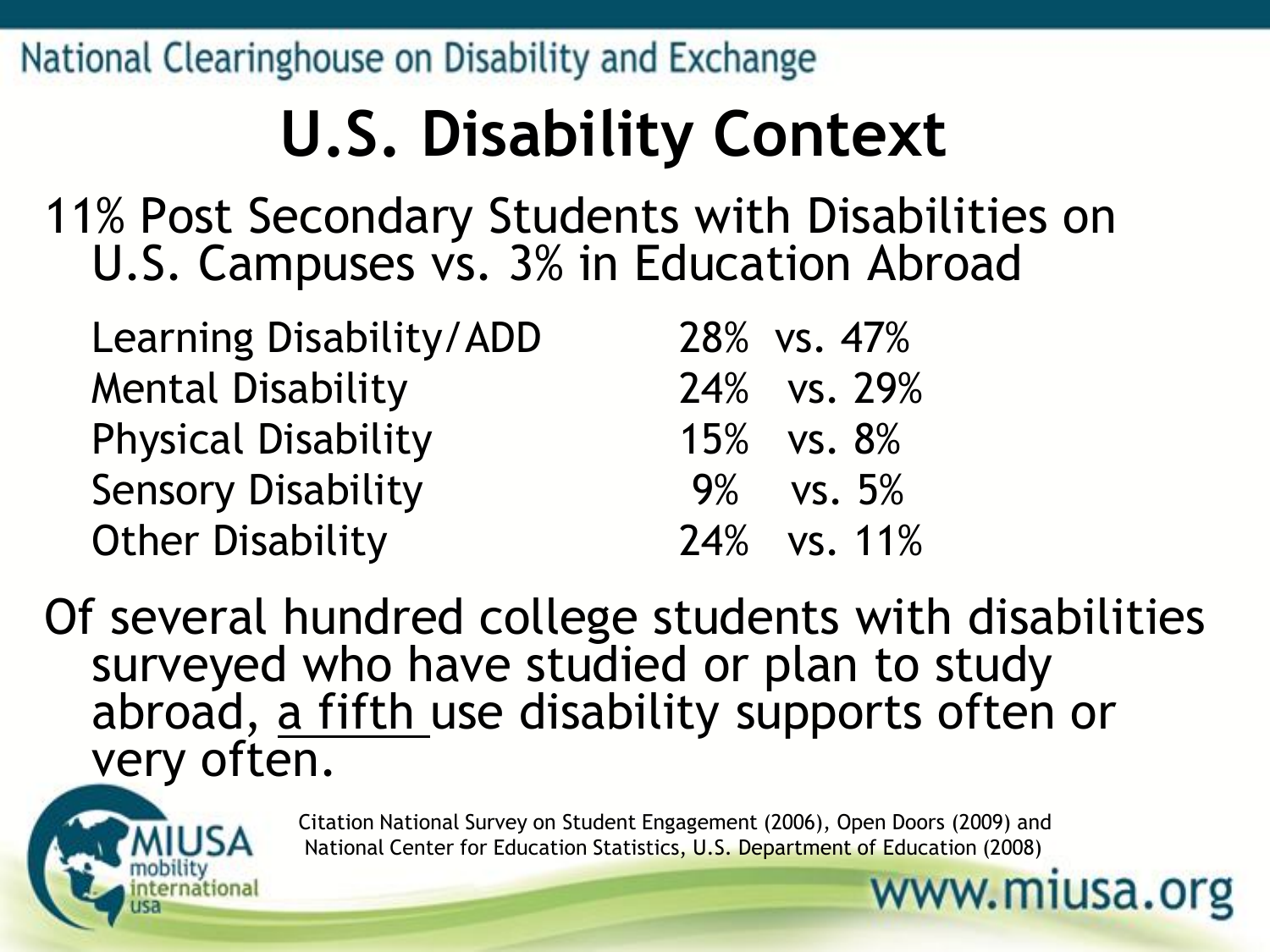# U.S. Disability Context

11% Post Secondary Students with Disabilities on U.S. Campuses vs. 3% in Education Abroad

| | |
|---|---|
| Learning Disability/ADD | 28% vs. 47% |
| Mental Disability | 24% vs. 29% |
| Physical Disability | 15% vs. 8% |
| Sensory Disability | 9% vs. 5% |
| Other Disability | 24% vs. 11% |

Of several hundred college students with disabilities surveyed who have studied or plan to study abroad, a fifth use disability supports often or very often.

Citation National Survey on Student Engagement (2006), Open Doors (2009) and National Center for Education Statistics, U.S. Department of Education (2008)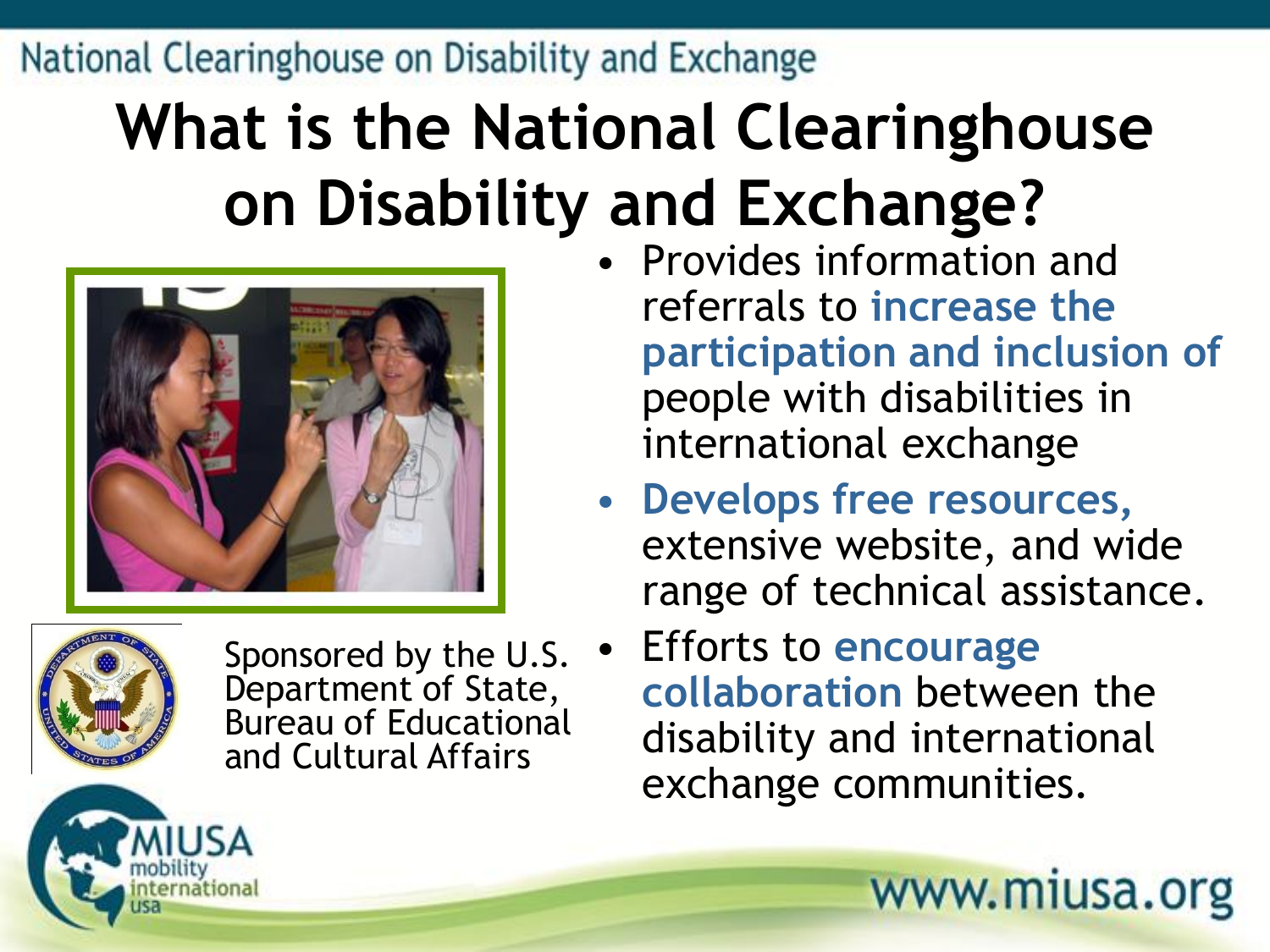# What is the National Clearinghouse on Disability and Exchange?

- Provides information and referrals to **increase the participation and inclusion of** people with disabilities in international exchange
- **Develops free resources,** extensive website, and wide range of technical assistance.
- Efforts to **encourage collaboration** between the disability and international exchange communities.

Sponsored by the U.S. Department of State, Bureau of Educational and Cultural Affairs

MIUSA mobility international usa

www.miusa.org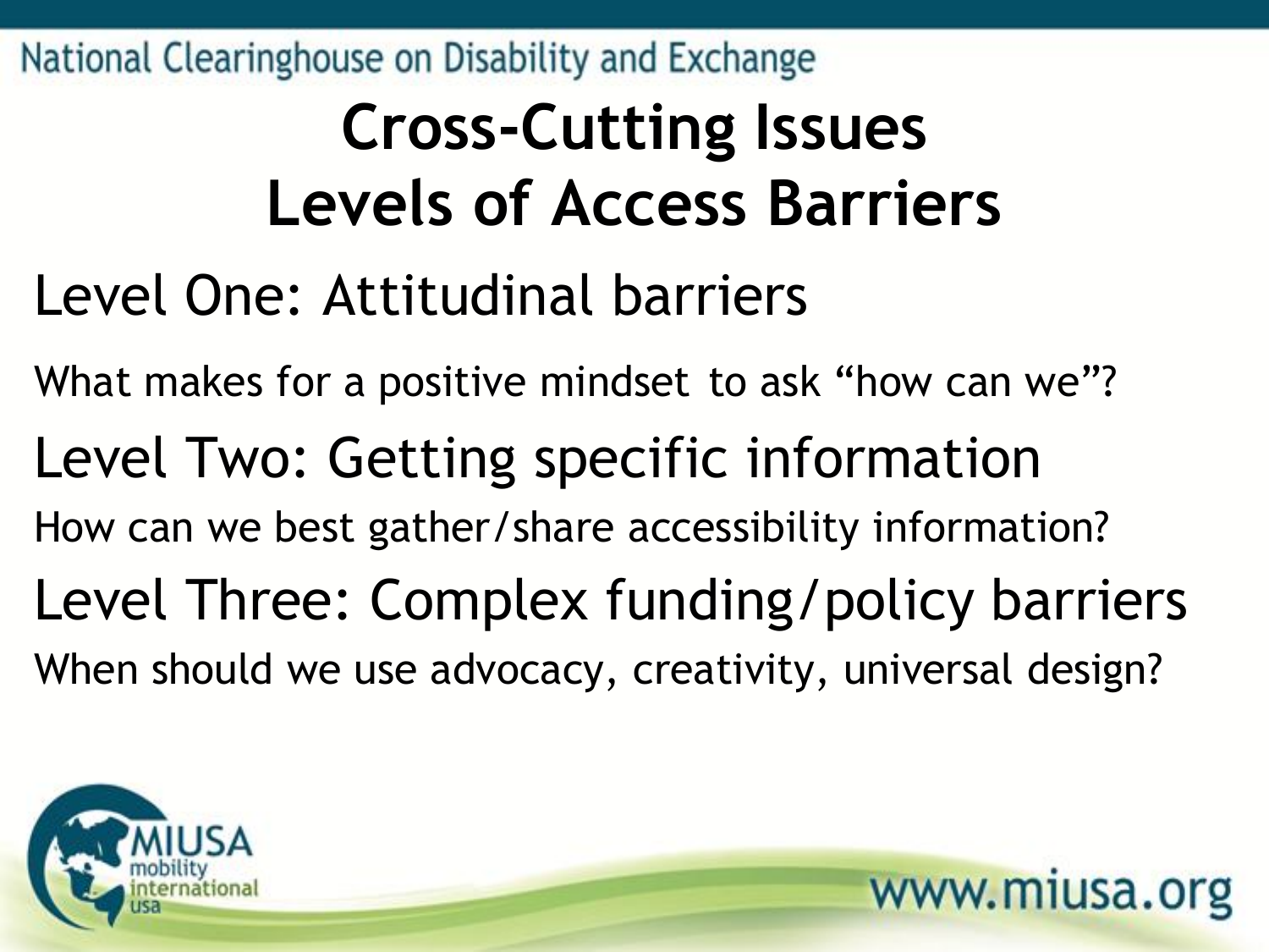# Cross-Cutting Issues
# Levels of Access Barriers

## Level One: Attitudinal barriers

What makes for a positive mindset to ask "how can we"?

## Level Two: Getting specific information

How can we best gather/share accessibility information?

## Level Three: Complex funding/policy barriers

When should we use advocacy, creativity, universal design?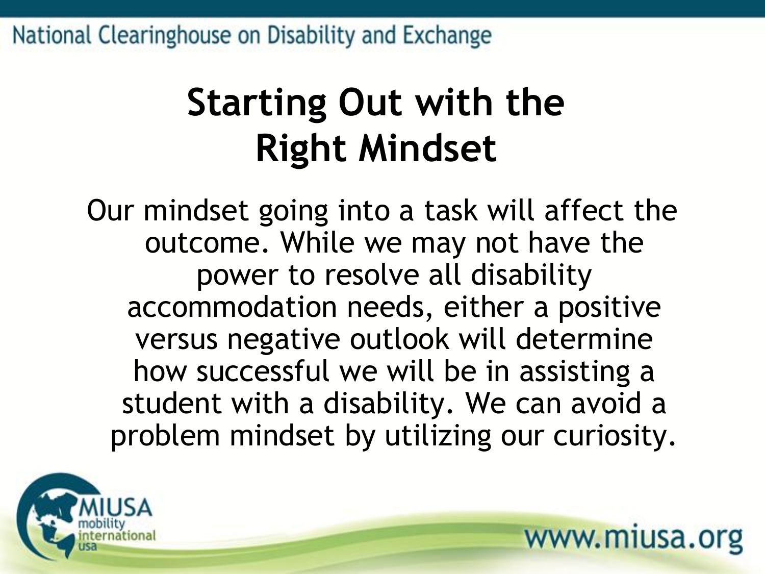# Starting Out with the Right Mindset

Our mindset going into a task will affect the outcome. While we may not have the power to resolve all disability accommodation needs, either a positive versus negative outlook will determine how successful we will be in assisting a student with a disability. We can avoid a problem mindset by utilizing our curiosity.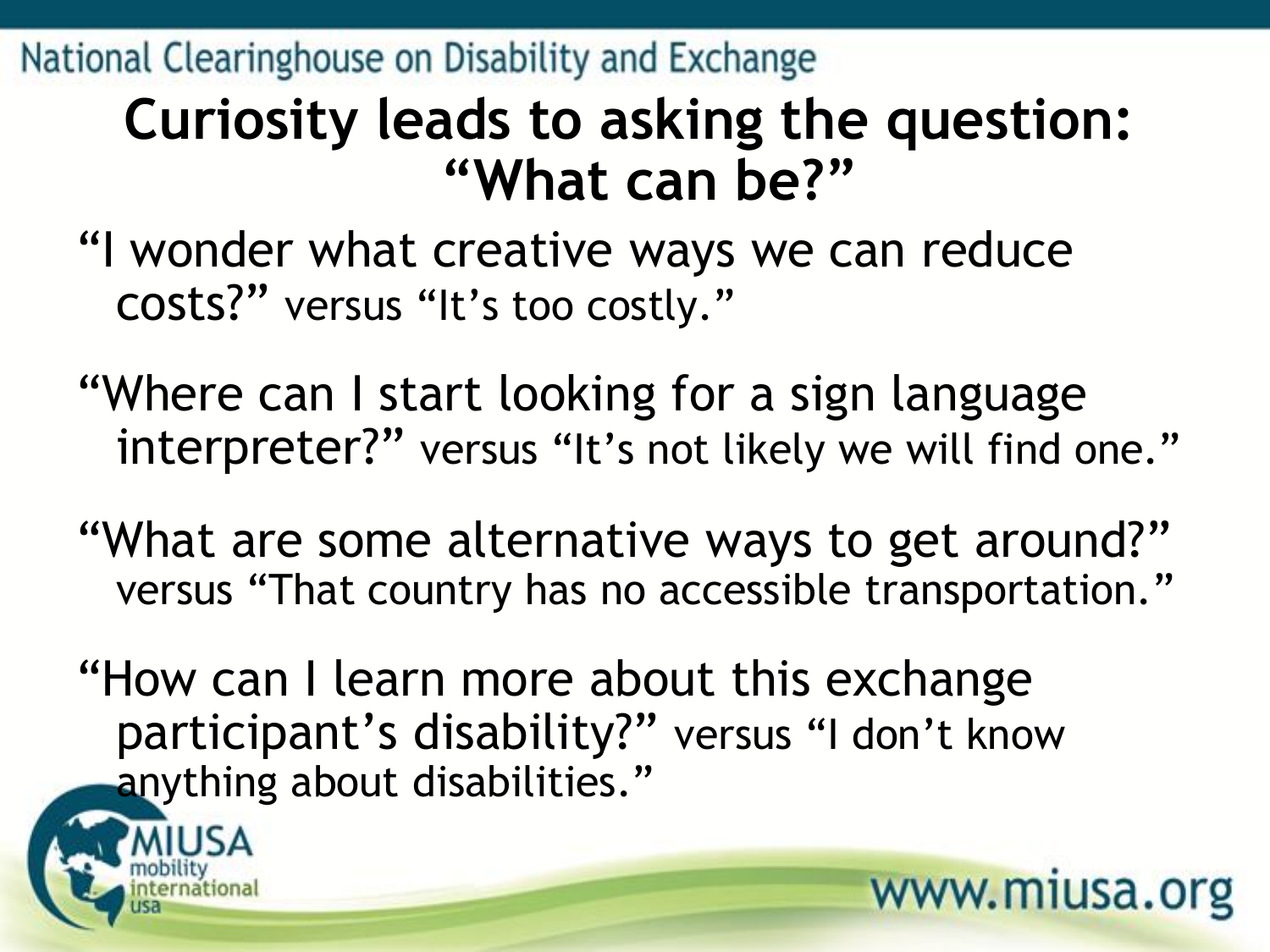# Curiosity leads to asking the question: "What can be?"

"I wonder what creative ways we can reduce costs?" versus "It's too costly."

"Where can I start looking for a sign language interpreter?" versus "It's not likely we will find one."

"What are some alternative ways to get around?" versus "That country has no accessible transportation."

"How can I learn more about this exchange participant's disability?" versus "I don't know anything about disabilities."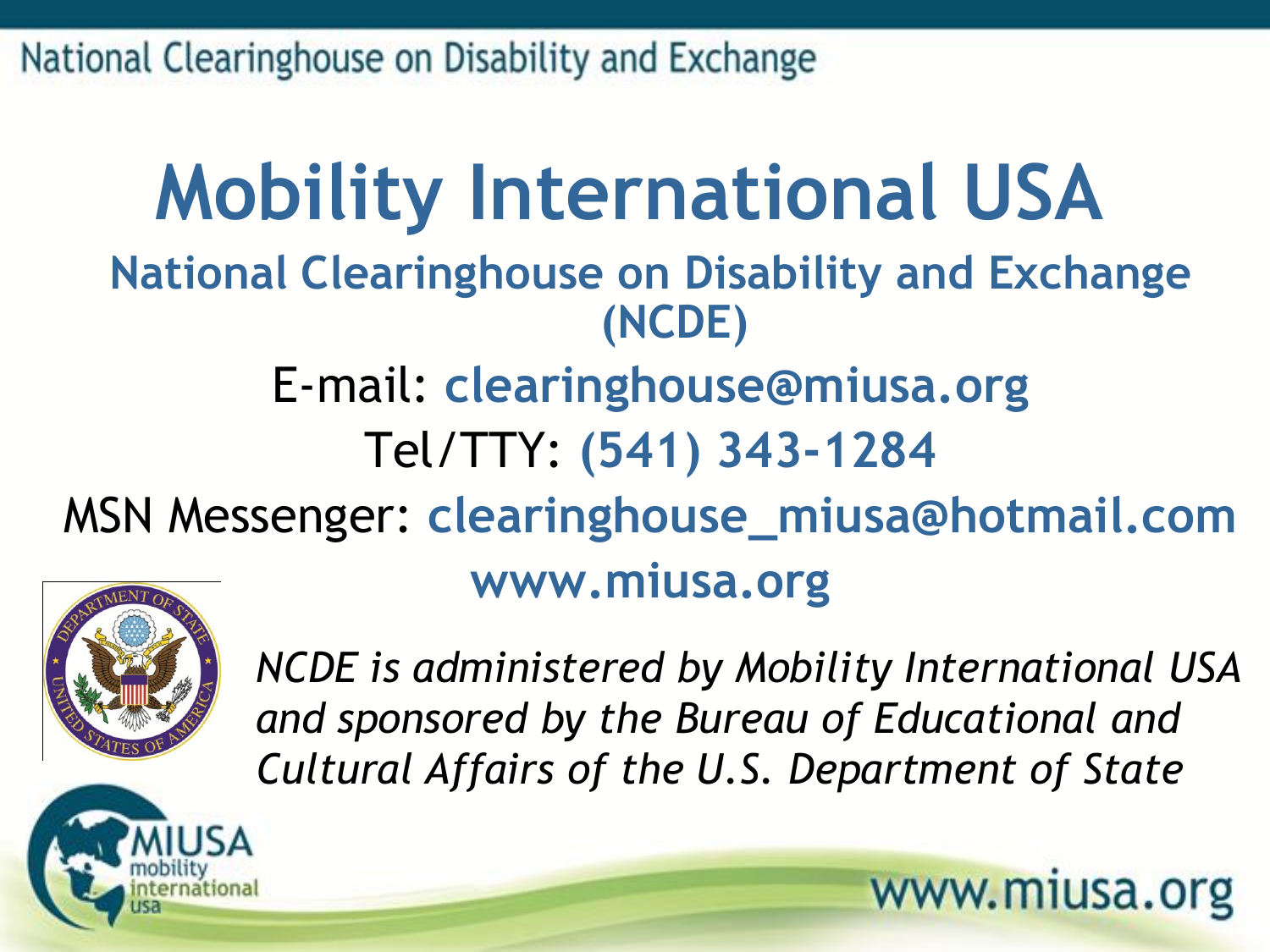# Mobility International USA

## National Clearinghouse on Disability and Exchange (NCDE)

E-mail: **clearinghouse@miusa.org**

Tel/TTY: **(541) 343-1284**

MSN Messenger: **clearinghouse_miusa@hotmail.com**

**www.miusa.org**

*NCDE is administered by Mobility International USA and sponsored by the Bureau of Educational and Cultural Affairs of the U.S. Department of State*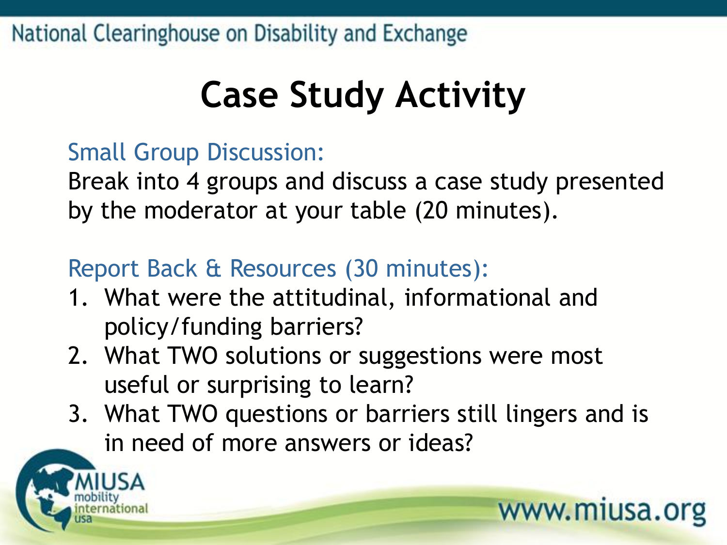# Case Study Activity

Small Group Discussion:

Break into 4 groups and discuss a case study presented by the moderator at your table (20 minutes).

Report Back & Resources (30 minutes):

1. What were the attitudinal, informational and policy/funding barriers?
2. What TWO solutions or suggestions were most useful or surprising to learn?
3. What TWO questions or barriers still lingers and is in need of more answers or ideas?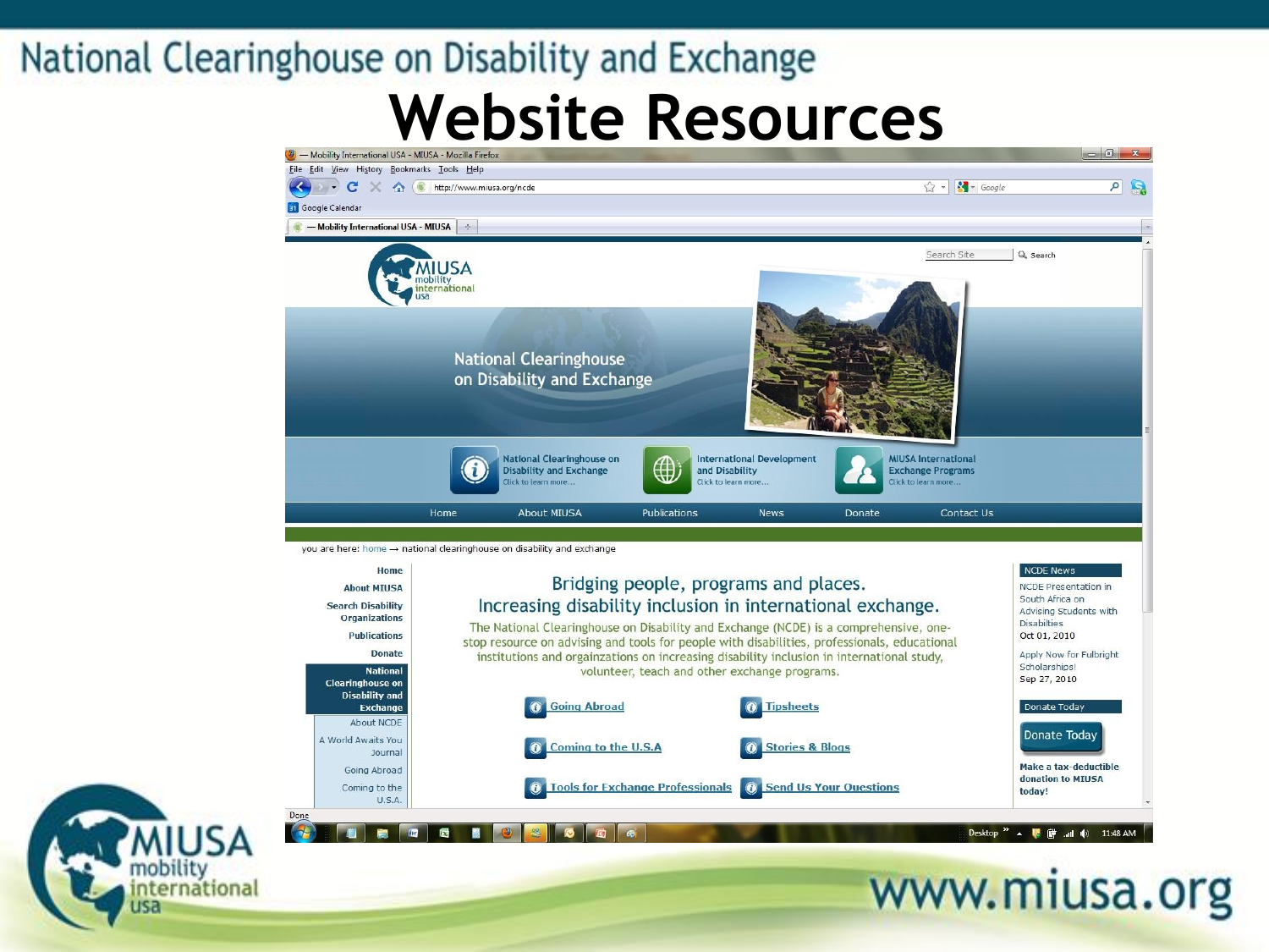# National Clearinghouse on Disability and Exchange

## Website Resources

Mobility International USA - MIUSA - Mozilla Firefox

http://www.miusa.org/ncde

MIUSA mobility international usa

National Clearinghouse on Disability and Exchange

National Clearinghouse on Disability and Exchange — Click to learn more...

International Development and Disability — Click to learn more...

MIUSA International Exchange Programs — Click to learn more...

Home | About MIUSA | Publications | News | Donate | Contact Us

you are here: home → national clearinghouse on disability and exchange

- Home
- About MIUSA
- Search Disability Organizations
- Publications
- Donate
- National Clearinghouse on Disability and Exchange
  - About NCDE
  - A World Awaits You Journal
  - Going Abroad
  - Coming to the U.S.A.

### Bridging people, programs and places.
### Increasing disability inclusion in international exchange.

The National Clearinghouse on Disability and Exchange (NCDE) is a comprehensive, one-stop resource on advising and tools for people with disabilities, professionals, educational institutions and orgainzations on increasing disability inclusion in international study, volunteer, teach and other exchange programs.

- Going Abroad
- Tipsheets
- Coming to the U.S.A
- Stories & Blogs
- Tools for Exchange Professionals
- Send Us Your Questions

**NCDE News**

NCDE Presentation in South Africa on Advising Students with Disabilties
Oct 01, 2010

Apply Now for Fulbright Scholarships!
Sep 27, 2010

**Donate Today**

Donate Today

Make a tax-deductible donation to MIUSA today!

MIUSA mobility international usa

www.miusa.org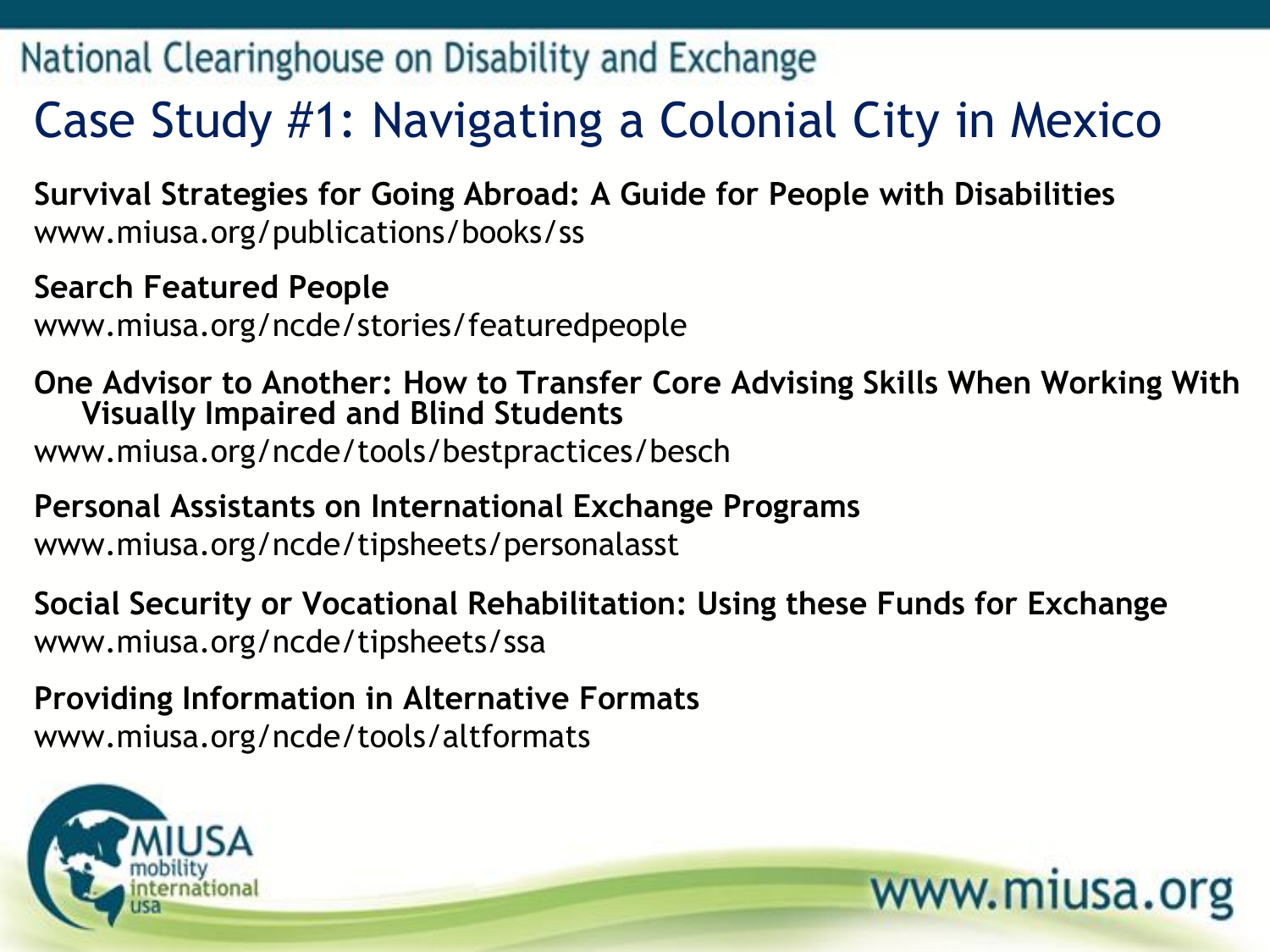# Case Study #1: Navigating a Colonial City in Mexico

**Survival Strategies for Going Abroad: A Guide for People with Disabilities**
www.miusa.org/publications/books/ss

**Search Featured People**
www.miusa.org/ncde/stories/featuredpeople

**One Advisor to Another: How to Transfer Core Advising Skills When Working With Visually Impaired and Blind Students**
www.miusa.org/ncde/tools/bestpractices/besch

**Personal Assistants on International Exchange Programs**
www.miusa.org/ncde/tipsheets/personalasst

**Social Security or Vocational Rehabilitation: Using these Funds for Exchange**
www.miusa.org/ncde/tipsheets/ssa

**Providing Information in Alternative Formats**
www.miusa.org/ncde/tools/altformats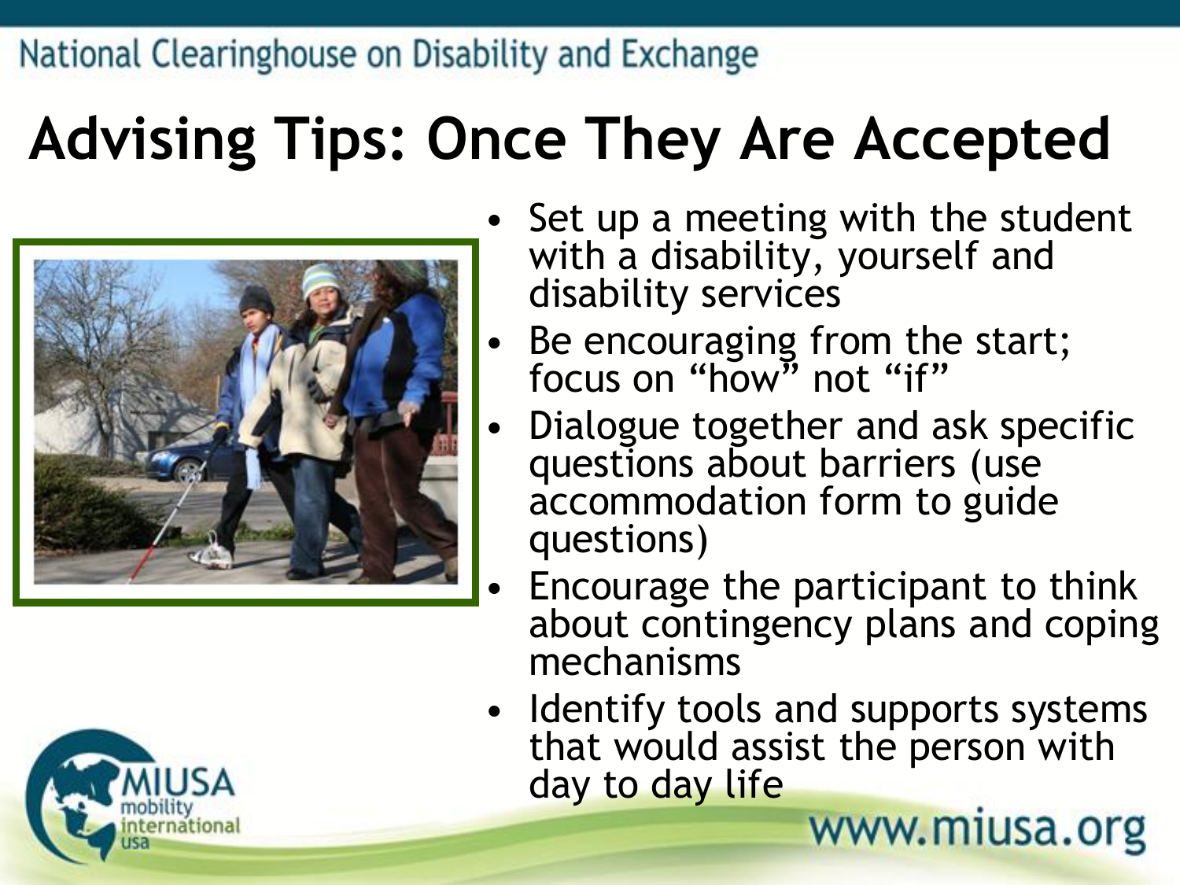# Advising Tips: Once They Are Accepted

- Set up a meeting with the student with a disability, yourself and disability services
- Be encouraging from the start; focus on "how" not "if"
- Dialogue together and ask specific questions about barriers (use accommodation form to guide questions)
- Encourage the participant to think about contingency plans and coping mechanisms
- Identify tools and supports systems that would assist the person with day to day life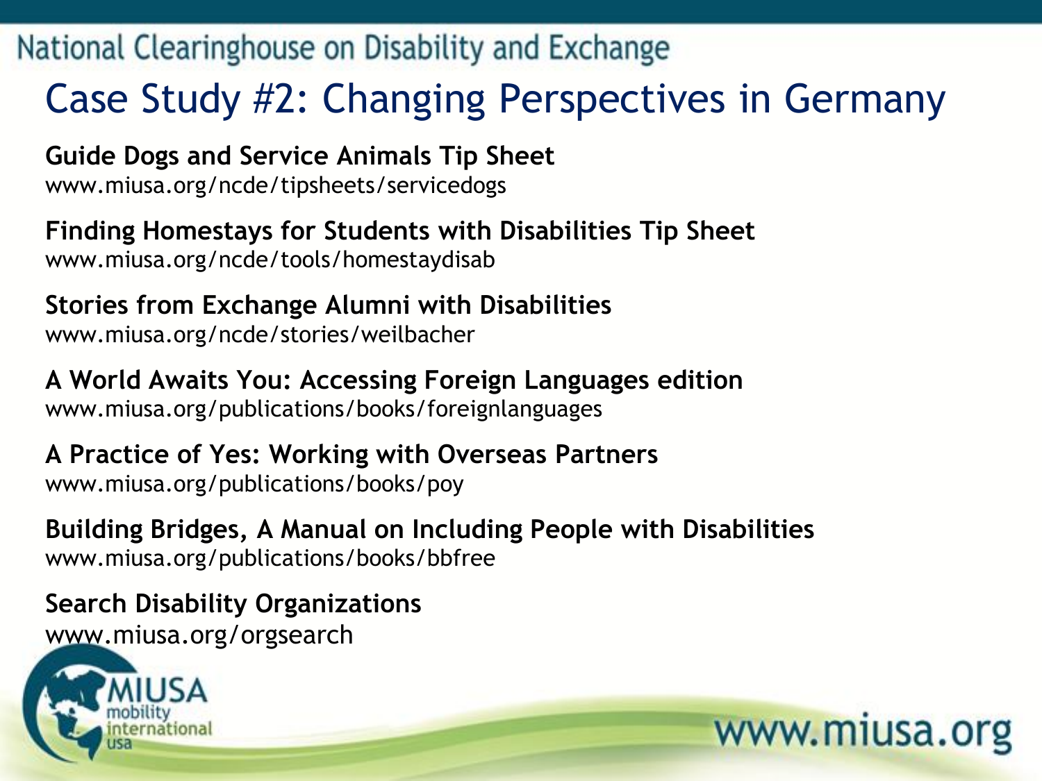# Case Study #2: Changing Perspectives in Germany

**Guide Dogs and Service Animals Tip Sheet**
www.miusa.org/ncde/tipsheets/servicedogs

**Finding Homestays for Students with Disabilities Tip Sheet**
www.miusa.org/ncde/tools/homestaydisab

**Stories from Exchange Alumni with Disabilities**
www.miusa.org/ncde/stories/weilbacher

**A World Awaits You: Accessing Foreign Languages edition**
www.miusa.org/publications/books/foreignlanguages

**A Practice of Yes: Working with Overseas Partners**
www.miusa.org/publications/books/poy

**Building Bridges, A Manual on Including People with Disabilities**
www.miusa.org/publications/books/bbfree

**Search Disability Organizations**
www.miusa.org/orgsearch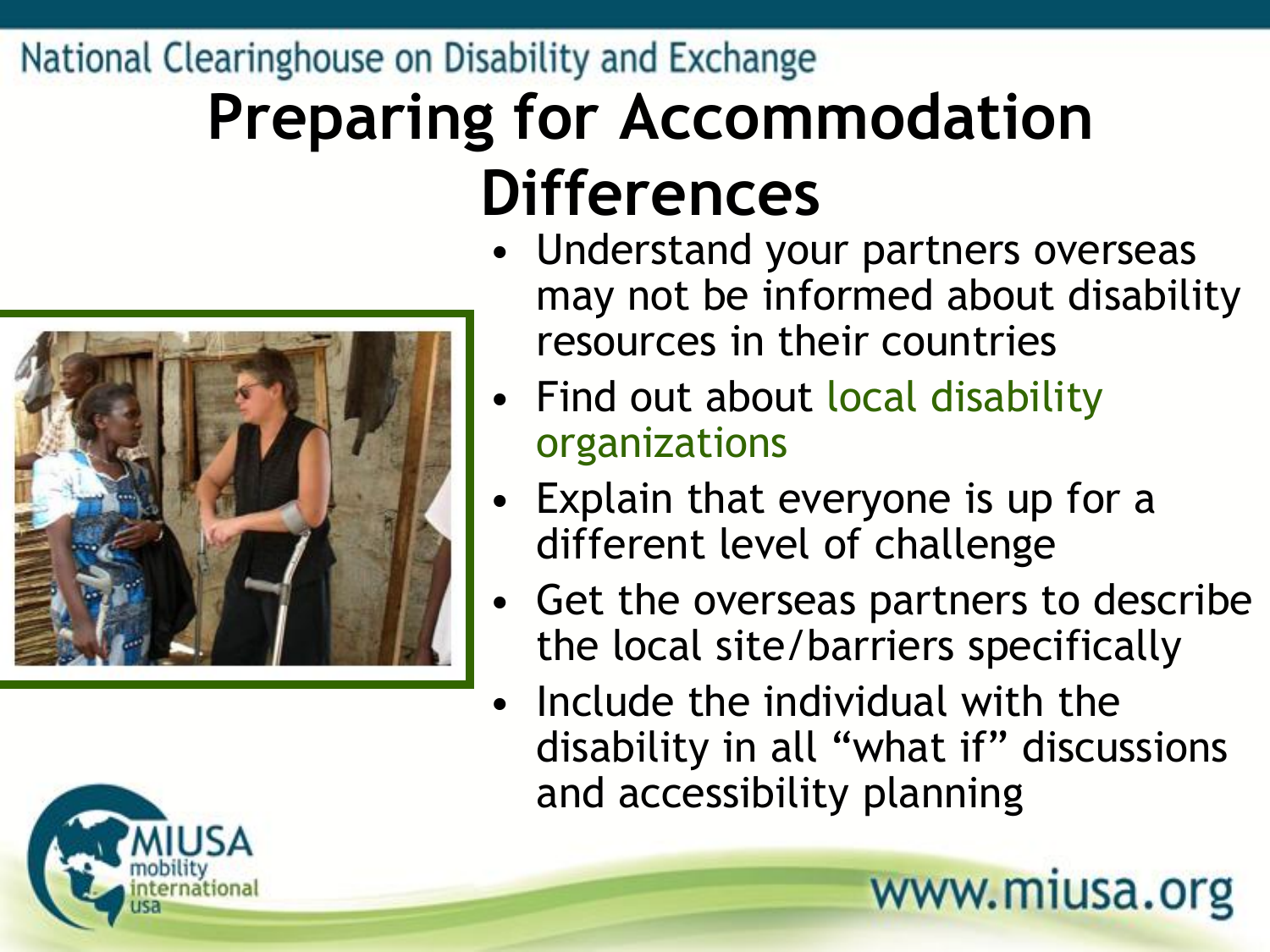# Preparing for Accommodation Differences

- Understand your partners overseas may not be informed about disability resources in their countries
- Find out about local disability organizations
- Explain that everyone is up for a different level of challenge
- Get the overseas partners to describe the local site/barriers specifically
- Include the individual with the disability in all "what if" discussions and accessibility planning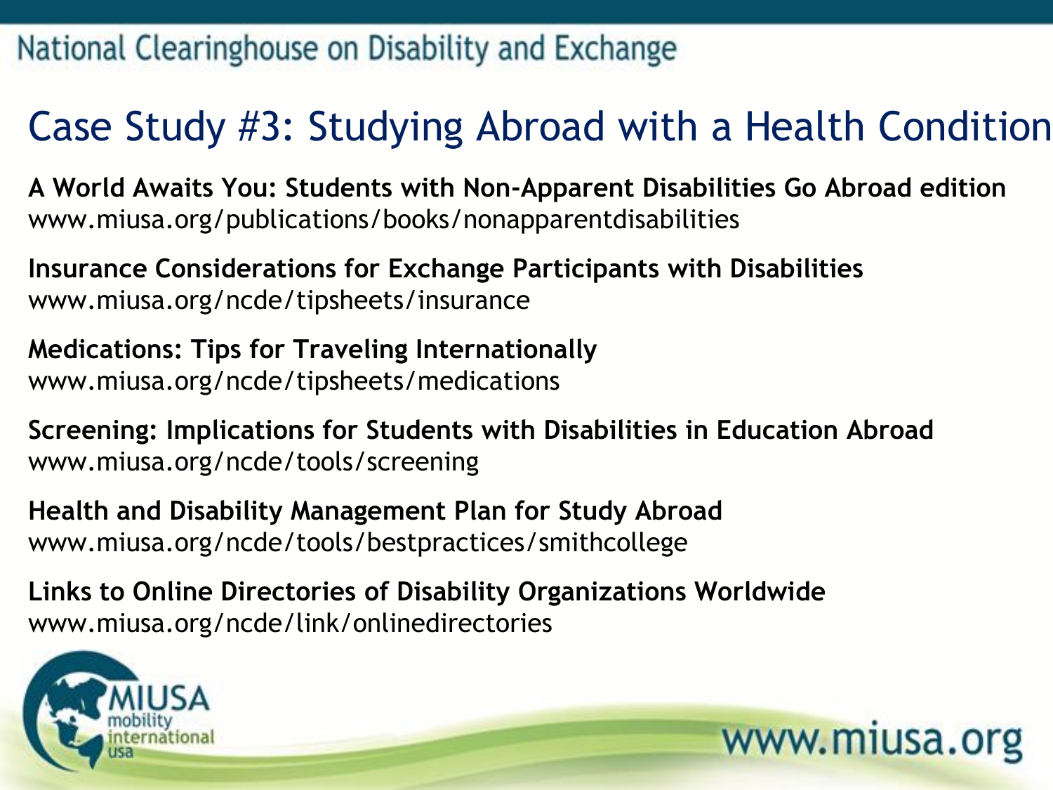# Case Study #3: Studying Abroad with a Health Condition

**A World Awaits You: Students with Non-Apparent Disabilities Go Abroad edition**
www.miusa.org/publications/books/nonapparentdisabilities

**Insurance Considerations for Exchange Participants with Disabilities**
www.miusa.org/ncde/tipsheets/insurance

**Medications: Tips for Traveling Internationally**
www.miusa.org/ncde/tipsheets/medications

**Screening: Implications for Students with Disabilities in Education Abroad**
www.miusa.org/ncde/tools/screening

**Health and Disability Management Plan for Study Abroad**
www.miusa.org/ncde/tools/bestpractices/smithcollege

**Links to Online Directories of Disability Organizations Worldwide**
www.miusa.org/ncde/link/onlinedirectories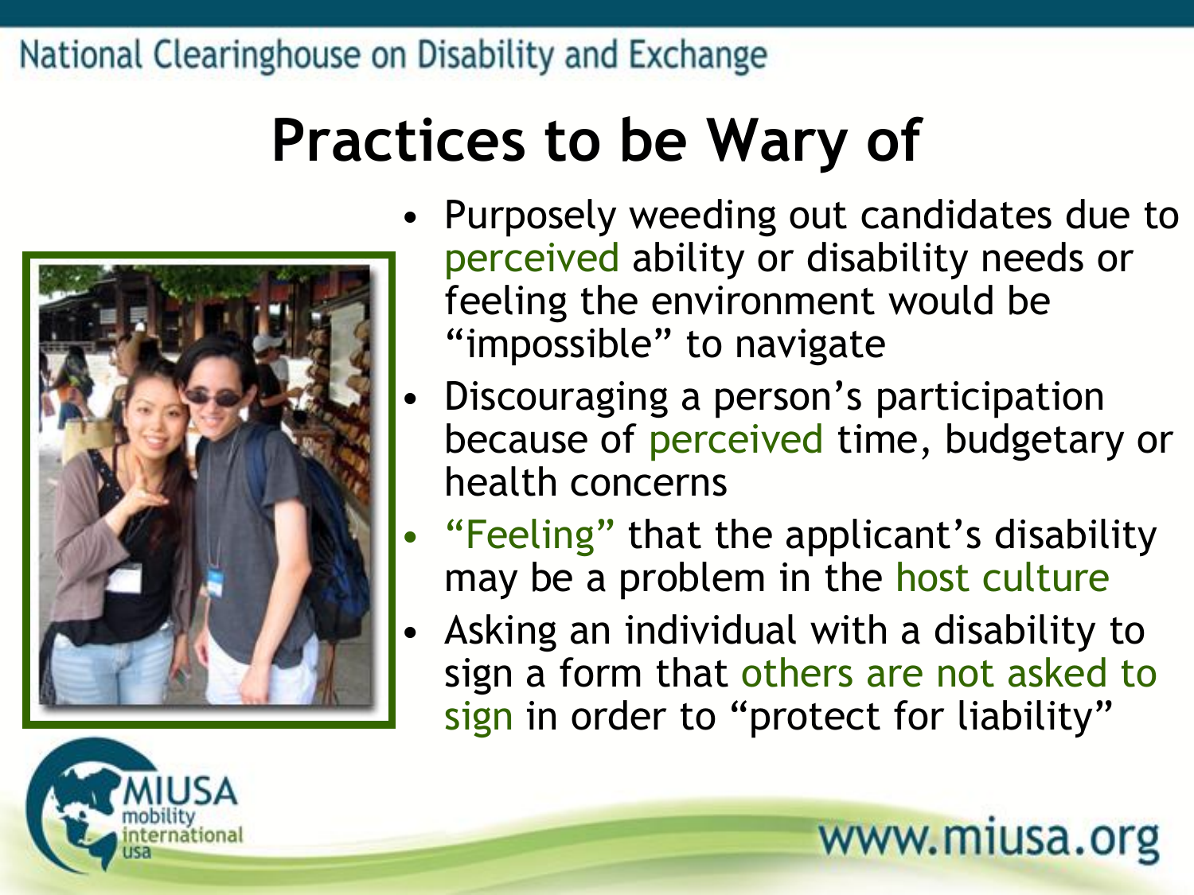# Practices to be Wary of

- Purposely weeding out candidates due to perceived ability or disability needs or feeling the environment would be "impossible" to navigate
- Discouraging a person's participation because of perceived time, budgetary or health concerns
- "Feeling" that the applicant's disability may be a problem in the host culture
- Asking an individual with a disability to sign a form that others are not asked to sign in order to "protect for liability"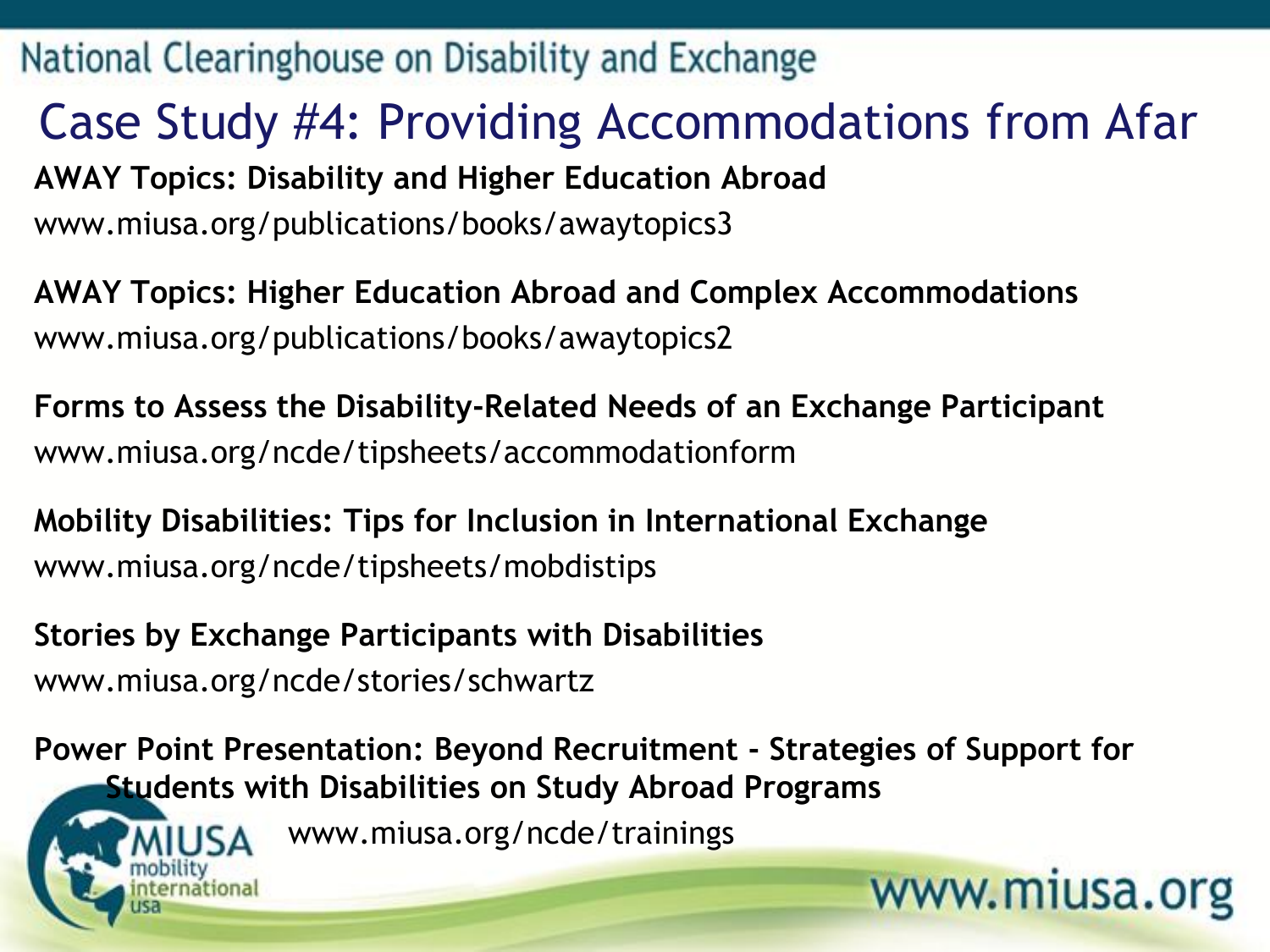National Clearinghouse on Disability and Exchange

# Case Study #4: Providing Accommodations from Afar

**AWAY Topics: Disability and Higher Education Abroad**
www.miusa.org/publications/books/awaytopics3

**AWAY Topics: Higher Education Abroad and Complex Accommodations**
www.miusa.org/publications/books/awaytopics2

**Forms to Assess the Disability-Related Needs of an Exchange Participant**
www.miusa.org/ncde/tipsheets/accommodationform

**Mobility Disabilities: Tips for Inclusion in International Exchange**
www.miusa.org/ncde/tipsheets/mobdistips

**Stories by Exchange Participants with Disabilities**
www.miusa.org/ncde/stories/schwartz

**Power Point Presentation: Beyond Recruitment - Strategies of Support for Students with Disabilities on Study Abroad Programs**
www.miusa.org/ncde/trainings

MIUSA mobility international usa

www.miusa.org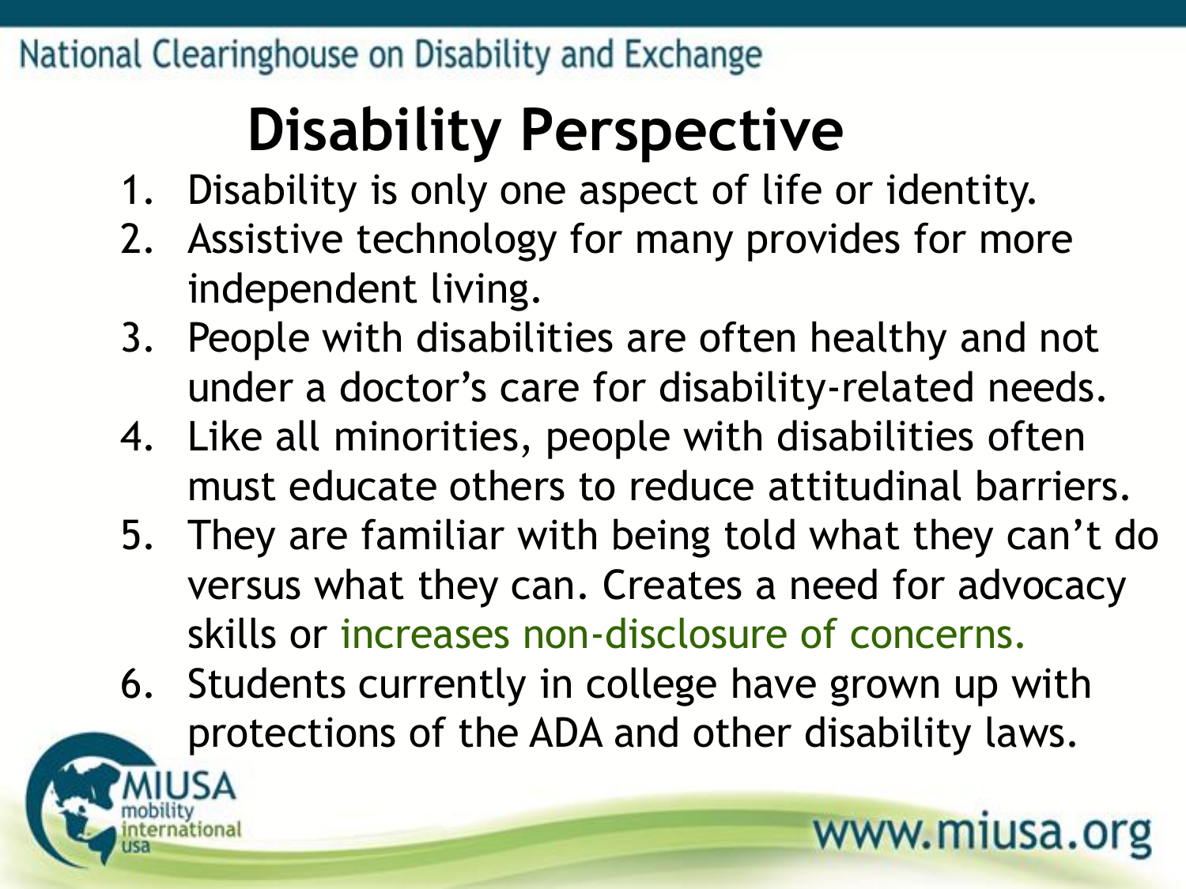# Disability Perspective

1. Disability is only one aspect of life or identity.
2. Assistive technology for many provides for more independent living.
3. People with disabilities are often healthy and not under a doctor's care for disability-related needs.
4. Like all minorities, people with disabilities often must educate others to reduce attitudinal barriers.
5. They are familiar with being told what they can't do versus what they can. Creates a need for advocacy skills or increases non-disclosure of concerns.
6. Students currently in college have grown up with protections of the ADA and other disability laws.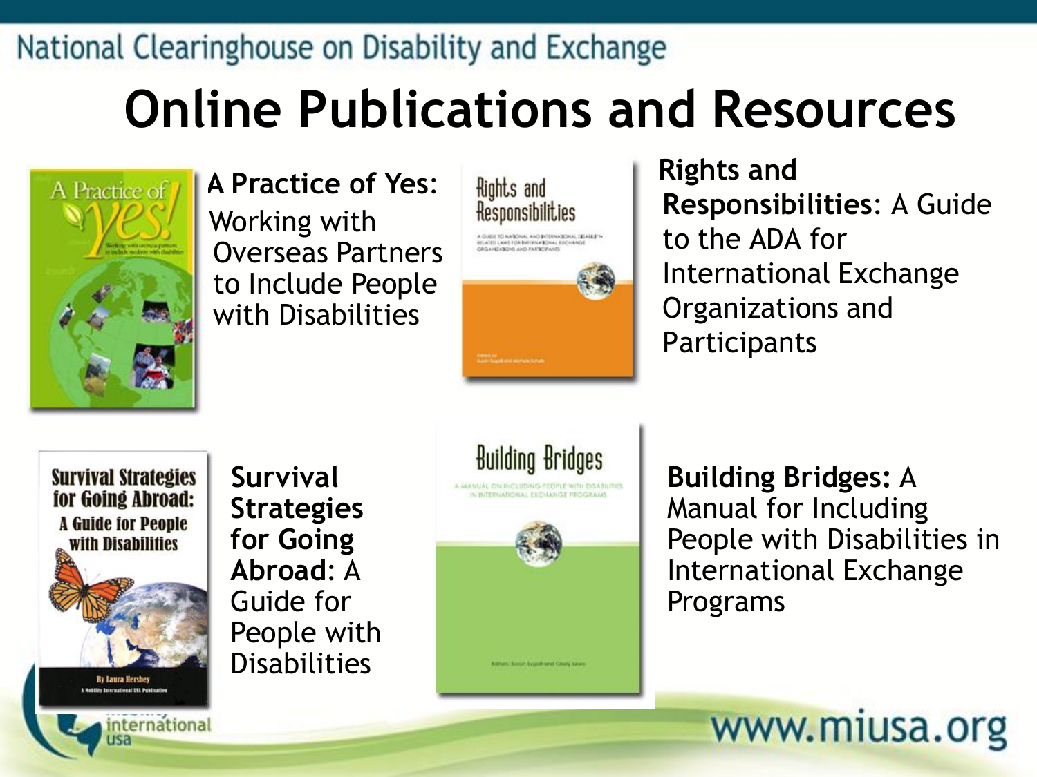National Clearinghouse on Disability and Exchange

# Online Publications and Resources

**A Practice of Yes:** Working with Overseas Partners to Include People with Disabilities

**Rights and Responsibilities**: A Guide to the ADA for International Exchange Organizations and Participants

**Survival Strategies for Going Abroad**: A Guide for People with Disabilities

**Building Bridges:** A Manual for Including People with Disabilities in International Exchange Programs

www.miusa.org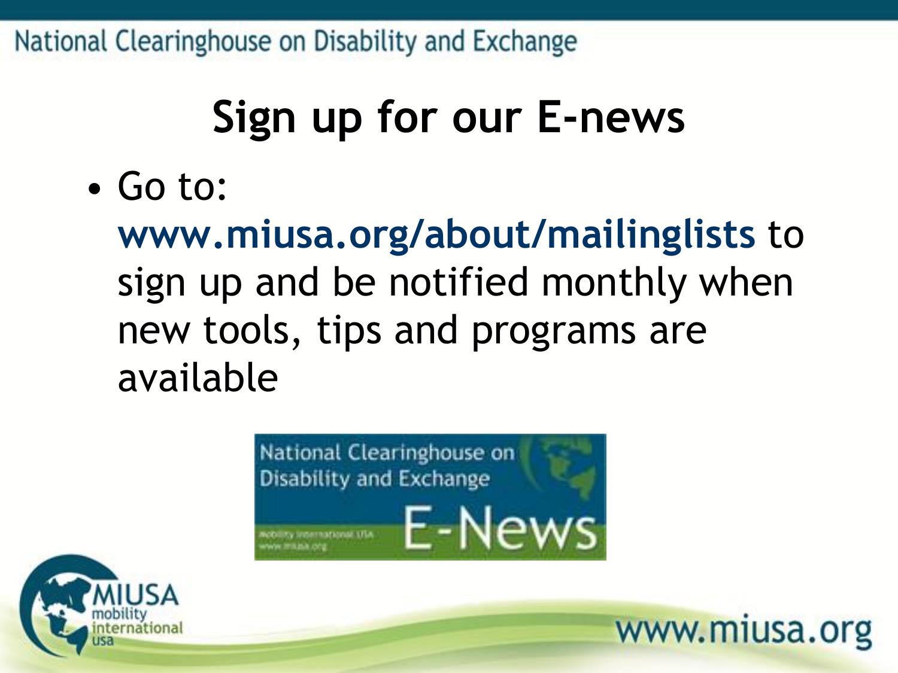# Sign up for our E-news

- Go to: **www.miusa.org/about/mailinglists** to sign up and be notified monthly when new tools, tips and programs are available